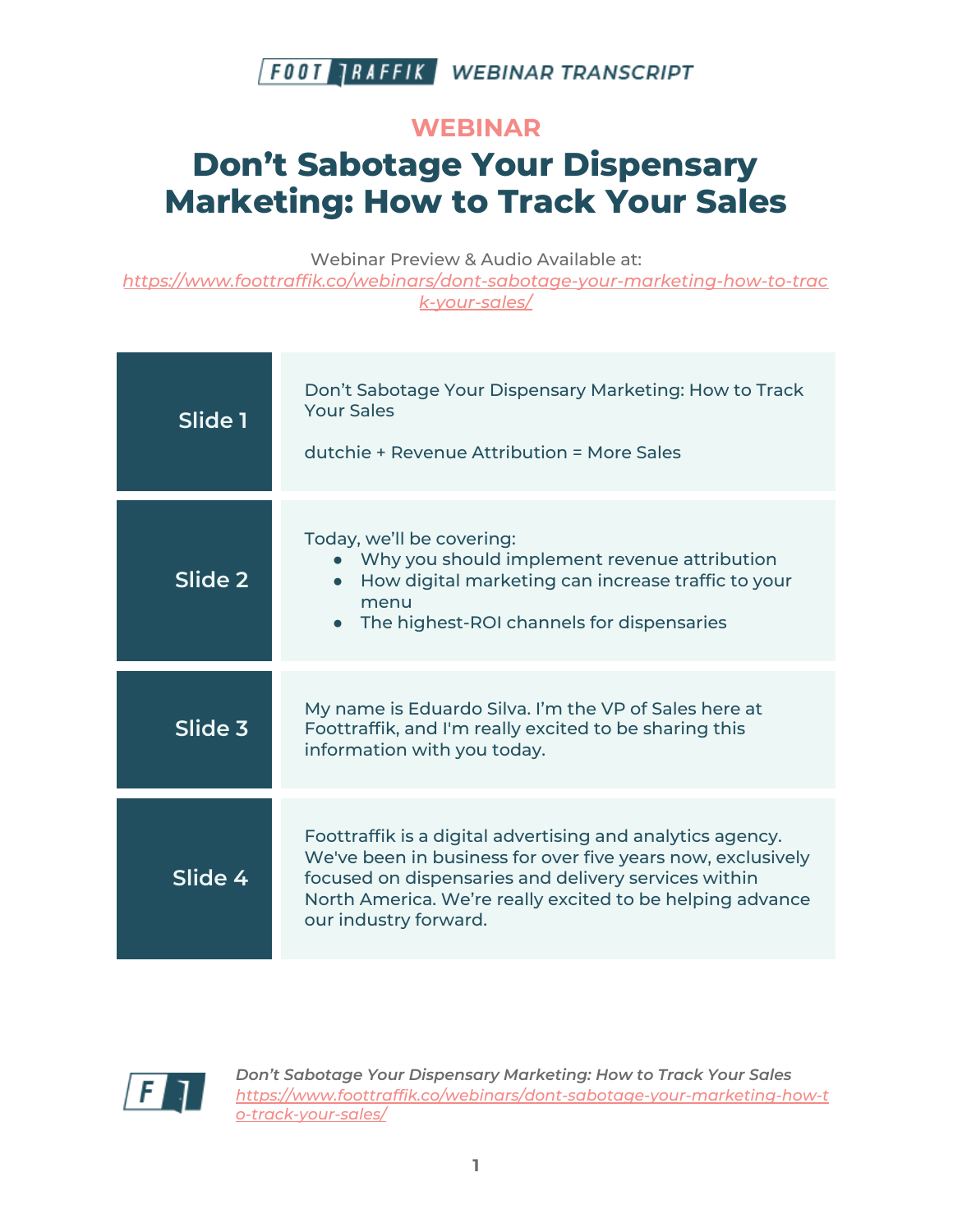FOOTTRAFFIK WEBINAR TRANSCRIPT

## WEBINAR

# Don't Sabotage Your Dispensary Marketing: How to Track Your Sales

Webinar Preview & Audio Available at:
*https://www.foottraffik.co/webinars/dont-sabotage-your-marketing-how-to-track-your-sales/*

| | |
|---|---|
| **Slide 1** | Don't Sabotage Your Dispensary Marketing: How to Track Your Sales<br><br>dutchie + Revenue Attribution = More Sales |
| **Slide 2** | Today, we'll be covering:<br>● Why you should implement revenue attribution<br>● How digital marketing can increase traffic to your menu<br>● The highest-ROI channels for dispensaries |
| **Slide 3** | My name is Eduardo Silva. I'm the VP of Sales here at Foottraffik, and I'm really excited to be sharing this information with you today. |
| **Slide 4** | Foottraffik is a digital advertising and analytics agency. We've been in business for over five years now, exclusively focused on dispensaries and delivery services within North America. We're really excited to be helping advance our industry forward. |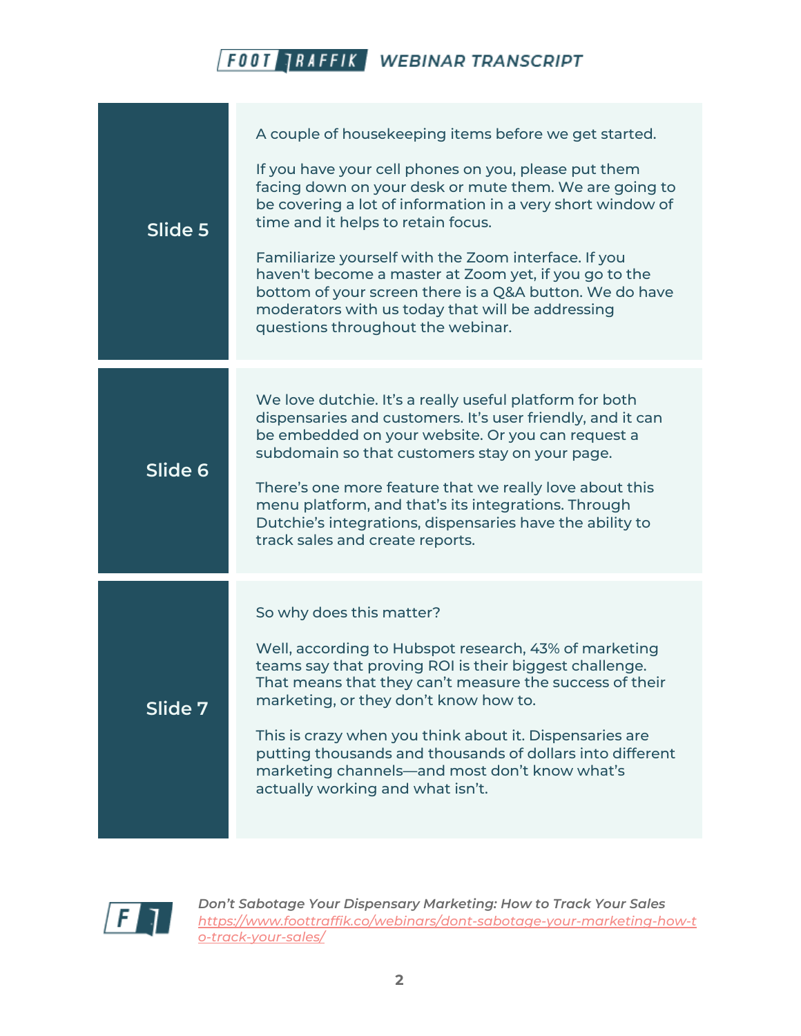| | |
|---|---|
| **Slide 5** | A couple of housekeeping items before we get started.<br><br>If you have your cell phones on you, please put them facing down on your desk or mute them. We are going to be covering a lot of information in a very short window of time and it helps to retain focus.<br><br>Familiarize yourself with the Zoom interface. If you haven't become a master at Zoom yet, if you go to the bottom of your screen there is a Q&A button. We do have moderators with us today that will be addressing questions throughout the webinar. |
| **Slide 6** | We love dutchie. It's a really useful platform for both dispensaries and customers. It's user friendly, and it can be embedded on your website. Or you can request a subdomain so that customers stay on your page.<br><br>There's one more feature that we really love about this menu platform, and that's its integrations. Through Dutchie's integrations, dispensaries have the ability to track sales and create reports. |
| **Slide 7** | So why does this matter?<br><br>Well, according to Hubspot research, 43% of marketing teams say that proving ROI is their biggest challenge. That means that they can't measure the success of their marketing, or they don't know how to.<br><br>This is crazy when you think about it. Dispensaries are putting thousands and thousands of dollars into different marketing channels—and most don't know what's actually working and what isn't. |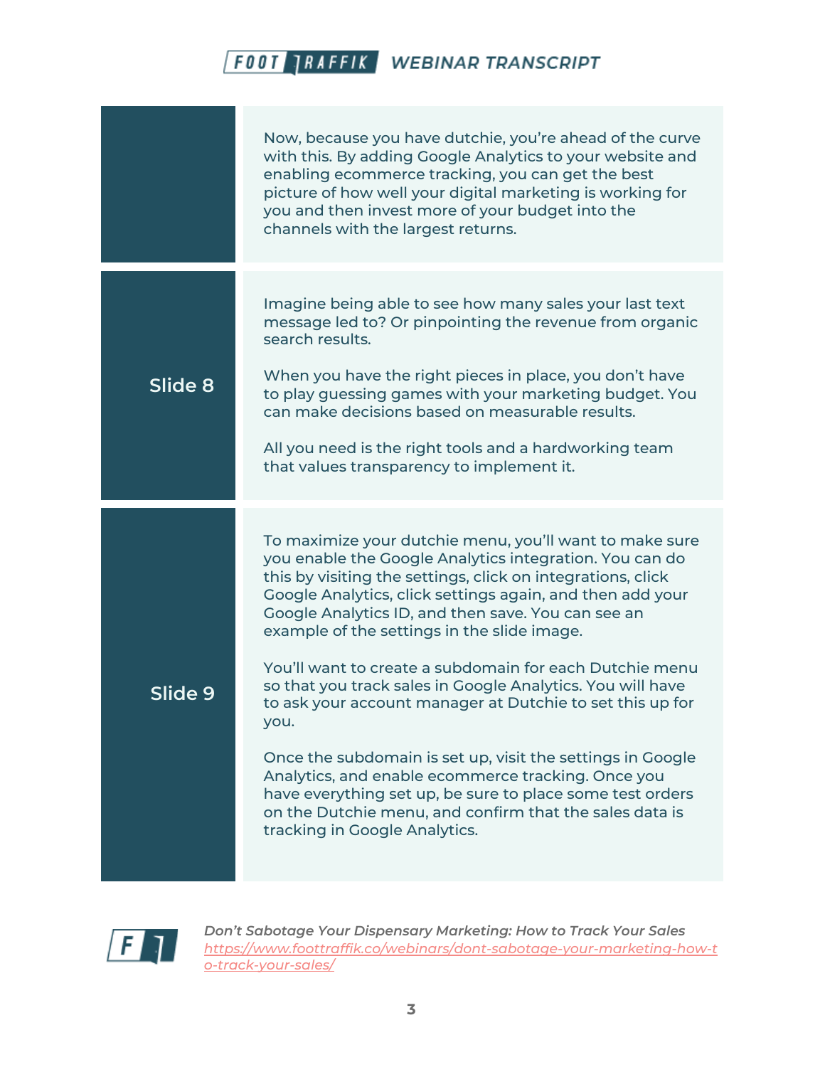| | |
|---|---|
| | Now, because you have dutchie, you're ahead of the curve with this. By adding Google Analytics to your website and enabling ecommerce tracking, you can get the best picture of how well your digital marketing is working for you and then invest more of your budget into the channels with the largest returns. |
| **Slide 8** | Imagine being able to see how many sales your last text message led to? Or pinpointing the revenue from organic search results.<br><br>When you have the right pieces in place, you don't have to play guessing games with your marketing budget. You can make decisions based on measurable results.<br><br>All you need is the right tools and a hardworking team that values transparency to implement it. |
| **Slide 9** | To maximize your dutchie menu, you'll want to make sure you enable the Google Analytics integration. You can do this by visiting the settings, click on integrations, click Google Analytics, click settings again, and then add your Google Analytics ID, and then save. You can see an example of the settings in the slide image.<br><br>You'll want to create a subdomain for each Dutchie menu so that you track sales in Google Analytics. You will have to ask your account manager at Dutchie to set this up for you.<br><br>Once the subdomain is set up, visit the settings in Google Analytics, and enable ecommerce tracking. Once you have everything set up, be sure to place some test orders on the Dutchie menu, and confirm that the sales data is tracking in Google Analytics. |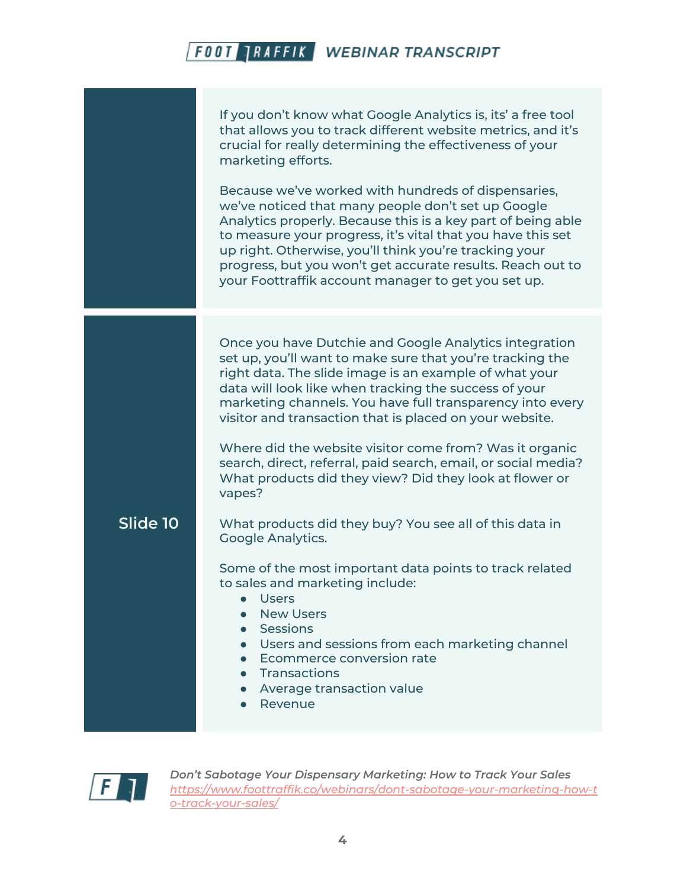If you don't know what Google Analytics is, its' a free tool that allows you to track different website metrics, and it's crucial for really determining the effectiveness of your marketing efforts.

Because we've worked with hundreds of dispensaries, we've noticed that many people don't set up Google Analytics properly. Because this is a key part of being able to measure your progress, it's vital that you have this set up right. Otherwise, you'll think you're tracking your progress, but you won't get accurate results. Reach out to your Foottraffik account manager to get you set up.

## Slide 10

Once you have Dutchie and Google Analytics integration set up, you'll want to make sure that you're tracking the right data. The slide image is an example of what your data will look like when tracking the success of your marketing channels. You have full transparency into every visitor and transaction that is placed on your website.

Where did the website visitor come from? Was it organic search, direct, referral, paid search, email, or social media? What products did they view? Did they look at flower or vapes?

What products did they buy? You see all of this data in Google Analytics.

Some of the most important data points to track related to sales and marketing include:

- Users
- New Users
- Sessions
- Users and sessions from each marketing channel
- Ecommerce conversion rate
- Transactions
- Average transaction value
- Revenue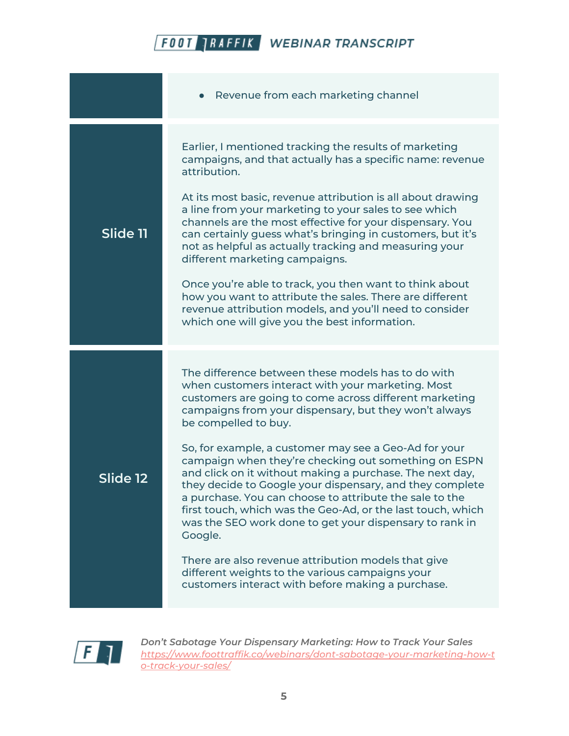| | |
|---|---|
| | • Revenue from each marketing channel |
| **Slide 11** | Earlier, I mentioned tracking the results of marketing campaigns, and that actually has a specific name: revenue attribution.<br><br>At its most basic, revenue attribution is all about drawing a line from your marketing to your sales to see which channels are the most effective for your dispensary. You can certainly guess what's bringing in customers, but it's not as helpful as actually tracking and measuring your different marketing campaigns.<br><br>Once you're able to track, you then want to think about how you want to attribute the sales. There are different revenue attribution models, and you'll need to consider which one will give you the best information. |
| **Slide 12** | The difference between these models has to do with when customers interact with your marketing. Most customers are going to come across different marketing campaigns from your dispensary, but they won't always be compelled to buy.<br><br>So, for example, a customer may see a Geo-Ad for your campaign when they're checking out something on ESPN and click on it without making a purchase. The next day, they decide to Google your dispensary, and they complete a purchase. You can choose to attribute the sale to the first touch, which was the Geo-Ad, or the last touch, which was the SEO work done to get your dispensary to rank in Google.<br><br>There are also revenue attribution models that give different weights to the various campaigns your customers interact with before making a purchase. |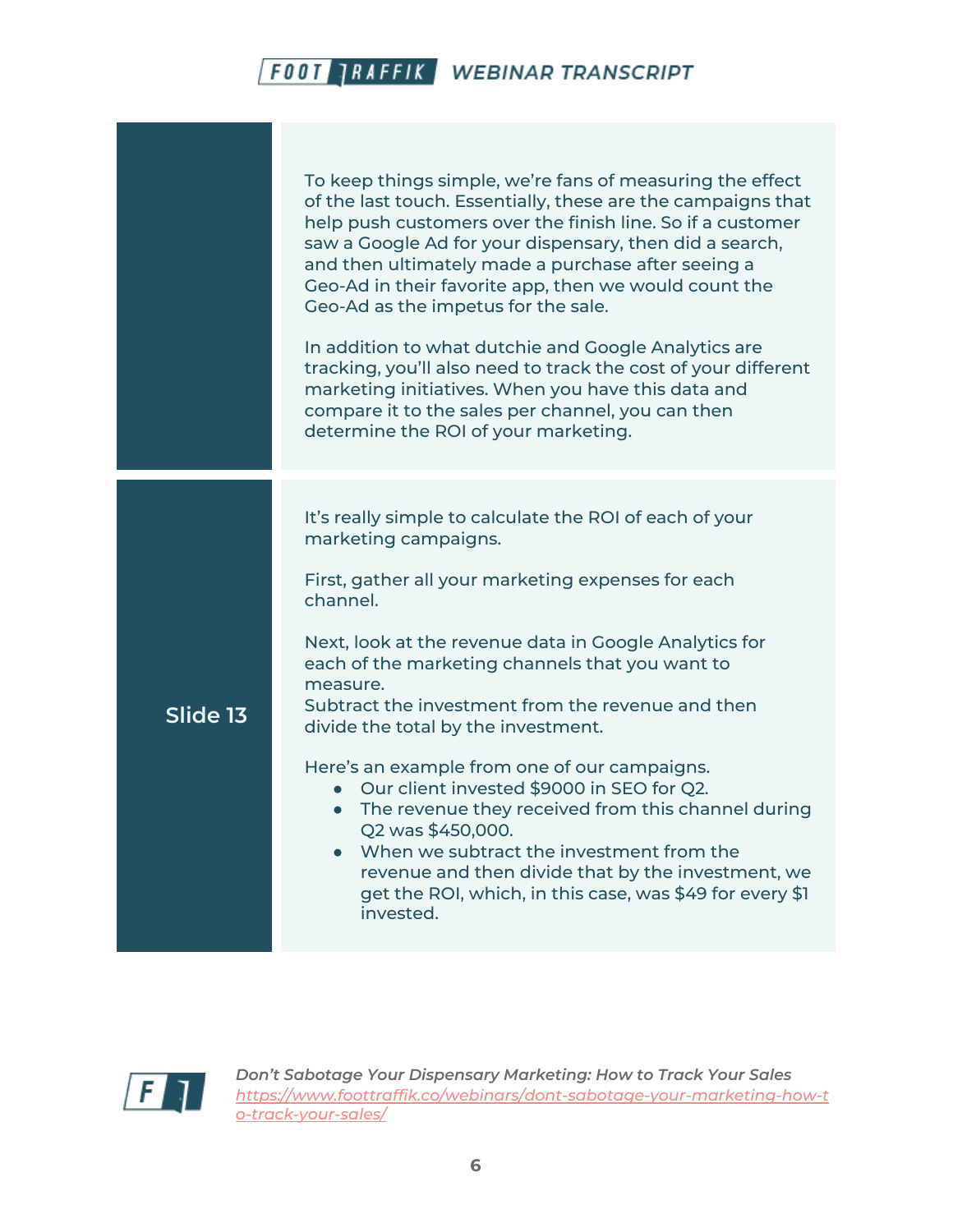To keep things simple, we're fans of measuring the effect of the last touch. Essentially, these are the campaigns that help push customers over the finish line. So if a customer saw a Google Ad for your dispensary, then did a search, and then ultimately made a purchase after seeing a Geo-Ad in their favorite app, then we would count the Geo-Ad as the impetus for the sale.

In addition to what dutchie and Google Analytics are tracking, you'll also need to track the cost of your different marketing initiatives. When you have this data and compare it to the sales per channel, you can then determine the ROI of your marketing.

**Slide 13**

It's really simple to calculate the ROI of each of your marketing campaigns.

First, gather all your marketing expenses for each channel.

Next, look at the revenue data in Google Analytics for each of the marketing channels that you want to measure.
Subtract the investment from the revenue and then divide the total by the investment.

Here's an example from one of our campaigns.

- Our client invested $9000 in SEO for Q2.
- The revenue they received from this channel during Q2 was $450,000.
- When we subtract the investment from the revenue and then divide that by the investment, we get the ROI, which, in this case, was $49 for every $1 invested.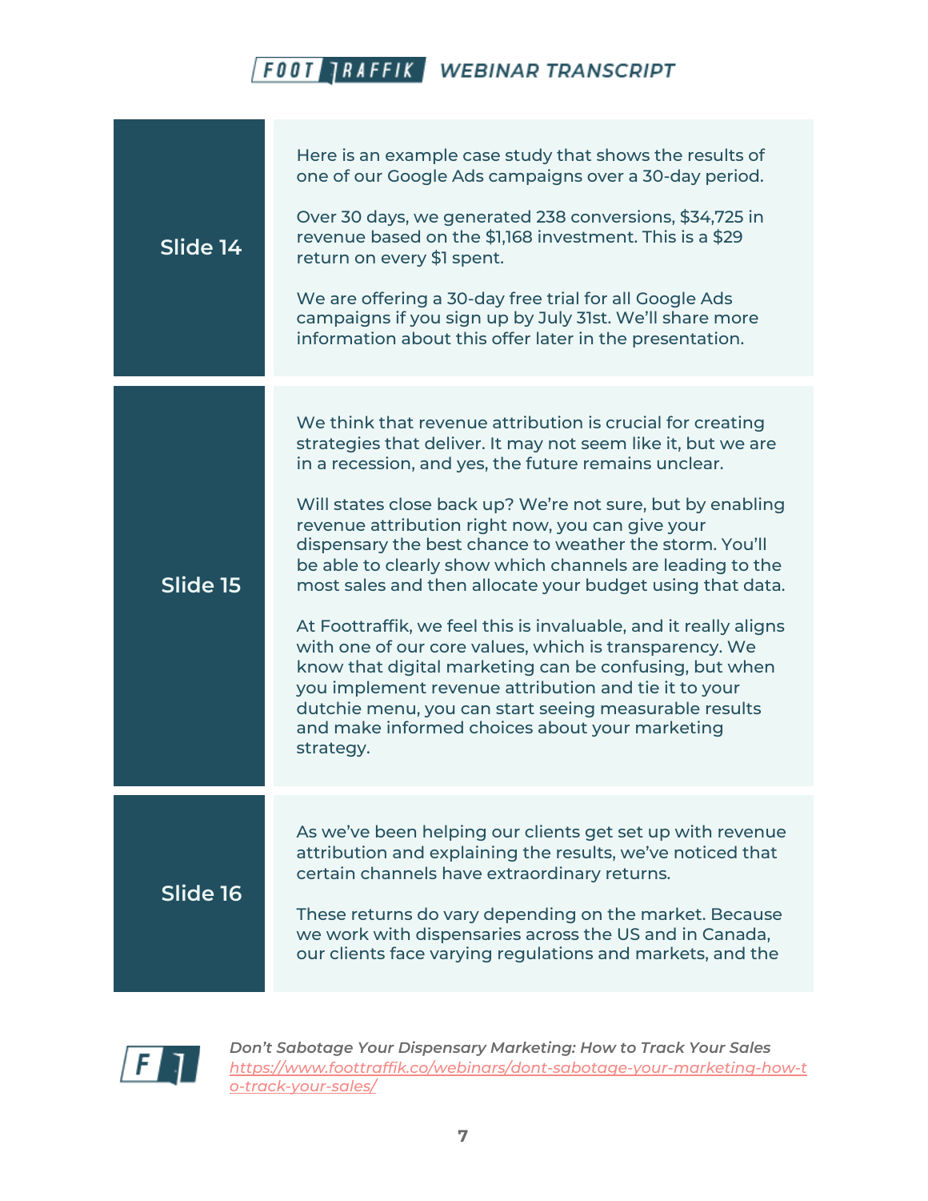| | |
|---|---|
| **Slide 14** | Here is an example case study that shows the results of one of our Google Ads campaigns over a 30-day period.<br><br>Over 30 days, we generated 238 conversions, $34,725 in revenue based on the $1,168 investment. This is a $29 return on every $1 spent.<br><br>We are offering a 30-day free trial for all Google Ads campaigns if you sign up by July 31st. We'll share more information about this offer later in the presentation. |
| **Slide 15** | We think that revenue attribution is crucial for creating strategies that deliver. It may not seem like it, but we are in a recession, and yes, the future remains unclear.<br><br>Will states close back up? We're not sure, but by enabling revenue attribution right now, you can give your dispensary the best chance to weather the storm. You'll be able to clearly show which channels are leading to the most sales and then allocate your budget using that data.<br><br>At Foottraffik, we feel this is invaluable, and it really aligns with one of our core values, which is transparency. We know that digital marketing can be confusing, but when you implement revenue attribution and tie it to your dutchie menu, you can start seeing measurable results and make informed choices about your marketing strategy. |
| **Slide 16** | As we've been helping our clients get set up with revenue attribution and explaining the results, we've noticed that certain channels have extraordinary returns.<br><br>These returns do vary depending on the market. Because we work with dispensaries across the US and in Canada, our clients face varying regulations and markets, and the |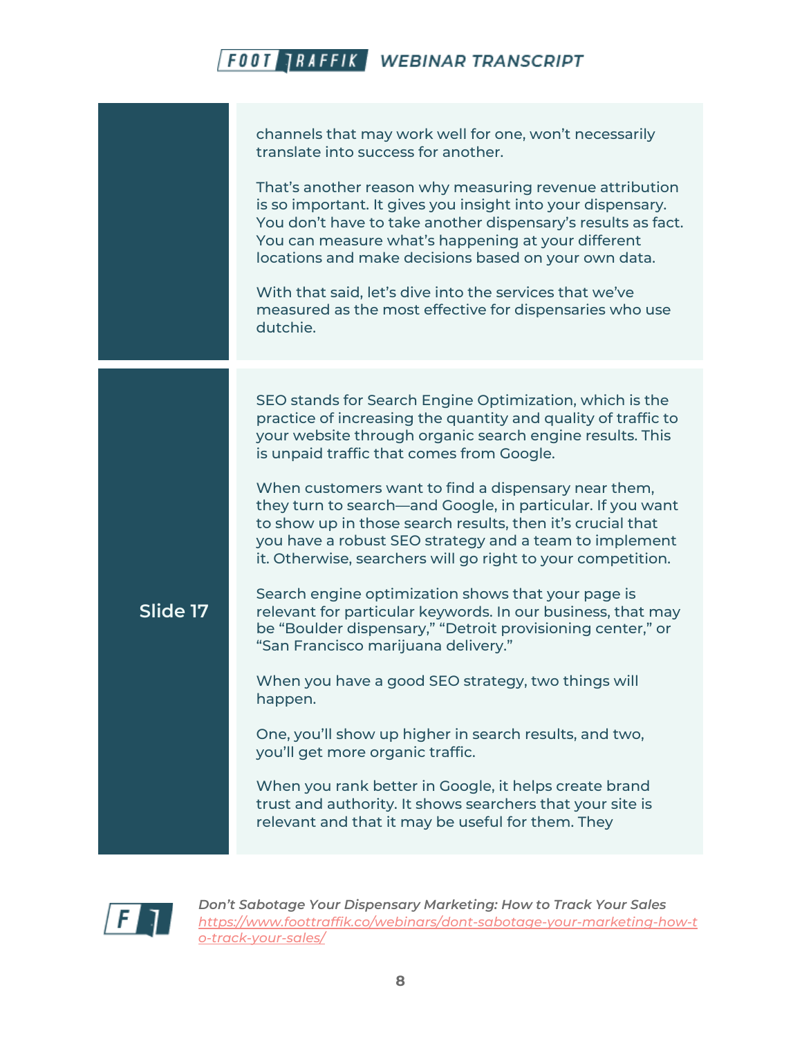channels that may work well for one, won't necessarily translate into success for another.

That's another reason why measuring revenue attribution is so important. It gives you insight into your dispensary. You don't have to take another dispensary's results as fact. You can measure what's happening at your different locations and make decisions based on your own data.

With that said, let's dive into the services that we've measured as the most effective for dispensaries who use dutchie.

**Slide 17**

SEO stands for Search Engine Optimization, which is the practice of increasing the quantity and quality of traffic to your website through organic search engine results. This is unpaid traffic that comes from Google.

When customers want to find a dispensary near them, they turn to search—and Google, in particular. If you want to show up in those search results, then it's crucial that you have a robust SEO strategy and a team to implement it. Otherwise, searchers will go right to your competition.

Search engine optimization shows that your page is relevant for particular keywords. In our business, that may be "Boulder dispensary," "Detroit provisioning center," or "San Francisco marijuana delivery."

When you have a good SEO strategy, two things will happen.

One, you'll show up higher in search results, and two, you'll get more organic traffic.

When you rank better in Google, it helps create brand trust and authority. It shows searchers that your site is relevant and that it may be useful for them. They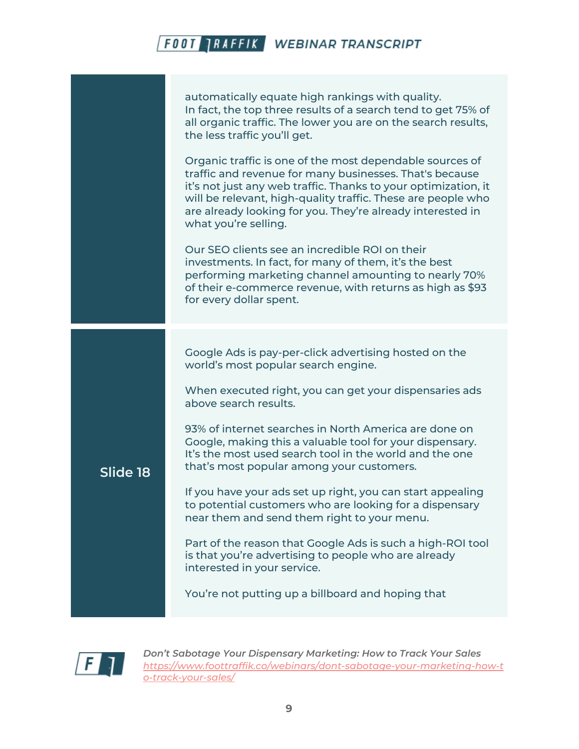automatically equate high rankings with quality. In fact, the top three results of a search tend to get 75% of all organic traffic. The lower you are on the search results, the less traffic you'll get.

Organic traffic is one of the most dependable sources of traffic and revenue for many businesses. That's because it's not just any web traffic. Thanks to your optimization, it will be relevant, high-quality traffic. These are people who are already looking for you. They're already interested in what you're selling.

Our SEO clients see an incredible ROI on their investments. In fact, for many of them, it's the best performing marketing channel amounting to nearly 70% of their e-commerce revenue, with returns as high as $93 for every dollar spent.

**Slide 18**

Google Ads is pay-per-click advertising hosted on the world's most popular search engine.

When executed right, you can get your dispensaries ads above search results.

93% of internet searches in North America are done on Google, making this a valuable tool for your dispensary. It's the most used search tool in the world and the one that's most popular among your customers.

If you have your ads set up right, you can start appealing to potential customers who are looking for a dispensary near them and send them right to your menu.

Part of the reason that Google Ads is such a high-ROI tool is that you're advertising to people who are already interested in your service.

You're not putting up a billboard and hoping that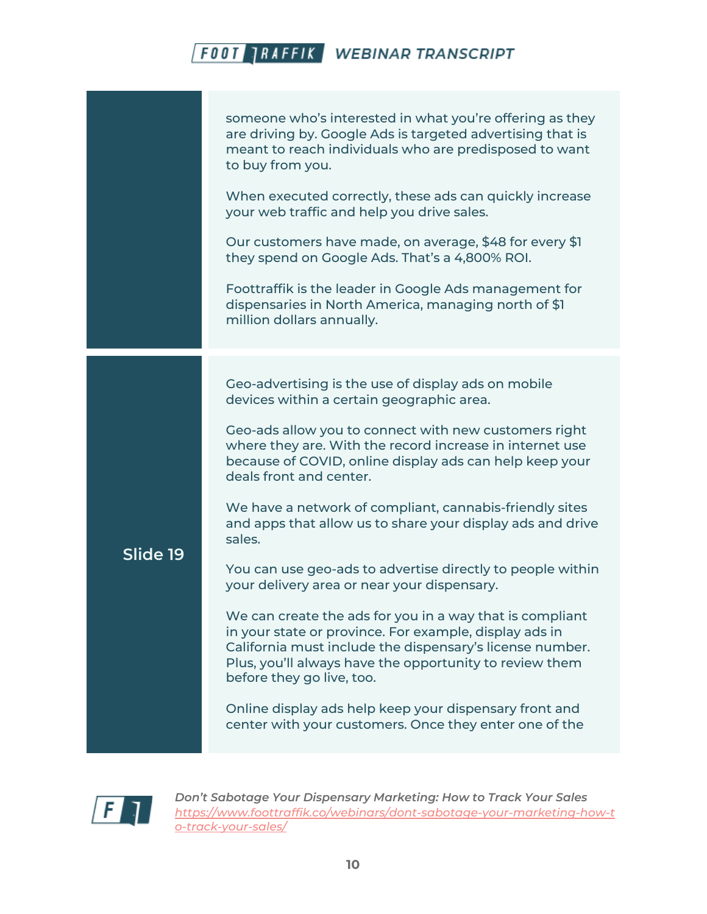someone who's interested in what you're offering as they are driving by. Google Ads is targeted advertising that is meant to reach individuals who are predisposed to want to buy from you.

When executed correctly, these ads can quickly increase your web traffic and help you drive sales.

Our customers have made, on average, $48 for every $1 they spend on Google Ads. That's a 4,800% ROI.

Foottraffik is the leader in Google Ads management for dispensaries in North America, managing north of $1 million dollars annually.

**Slide 19**

Geo-advertising is the use of display ads on mobile devices within a certain geographic area.

Geo-ads allow you to connect with new customers right where they are. With the record increase in internet use because of COVID, online display ads can help keep your deals front and center.

We have a network of compliant, cannabis-friendly sites and apps that allow us to share your display ads and drive sales.

You can use geo-ads to advertise directly to people within your delivery area or near your dispensary.

We can create the ads for you in a way that is compliant in your state or province. For example, display ads in California must include the dispensary's license number. Plus, you'll always have the opportunity to review them before they go live, too.

Online display ads help keep your dispensary front and center with your customers. Once they enter one of the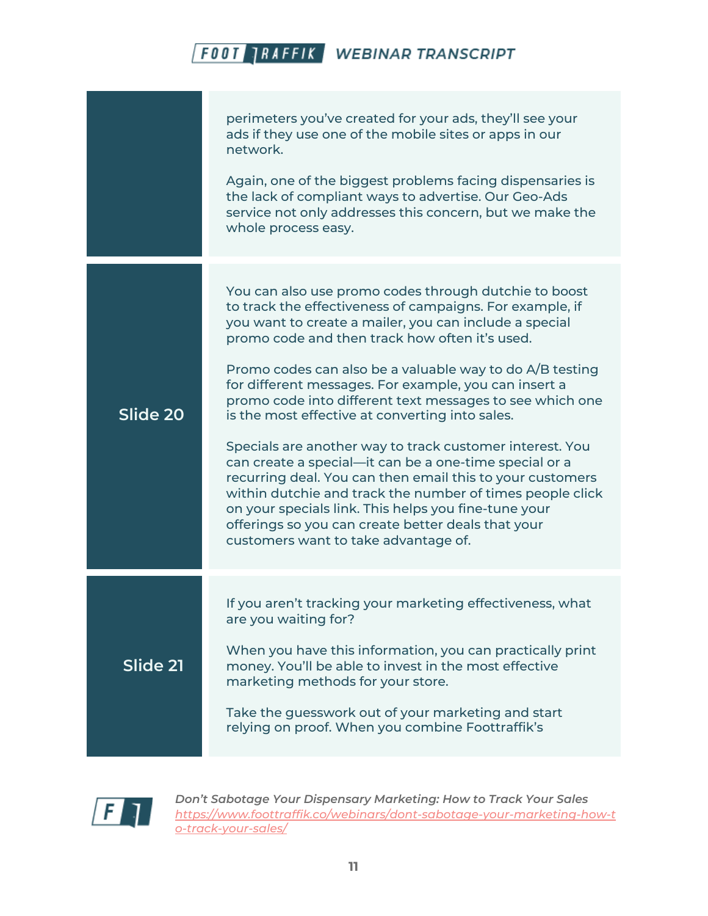| | |
|---|---|
| | perimeters you've created for your ads, they'll see your ads if they use one of the mobile sites or apps in our network.<br><br>Again, one of the biggest problems facing dispensaries is the lack of compliant ways to advertise. Our Geo-Ads service not only addresses this concern, but we make the whole process easy. |
| **Slide 20** | You can also use promo codes through dutchie to boost to track the effectiveness of campaigns. For example, if you want to create a mailer, you can include a special promo code and then track how often it's used.<br><br>Promo codes can also be a valuable way to do A/B testing for different messages. For example, you can insert a promo code into different text messages to see which one is the most effective at converting into sales.<br><br>Specials are another way to track customer interest. You can create a special—it can be a one-time special or a recurring deal. You can then email this to your customers within dutchie and track the number of times people click on your specials link. This helps you fine-tune your offerings so you can create better deals that your customers want to take advantage of. |
| **Slide 21** | If you aren't tracking your marketing effectiveness, what are you waiting for?<br><br>When you have this information, you can practically print money. You'll be able to invest in the most effective marketing methods for your store.<br><br>Take the guesswork out of your marketing and start relying on proof. When you combine Foottraffik's |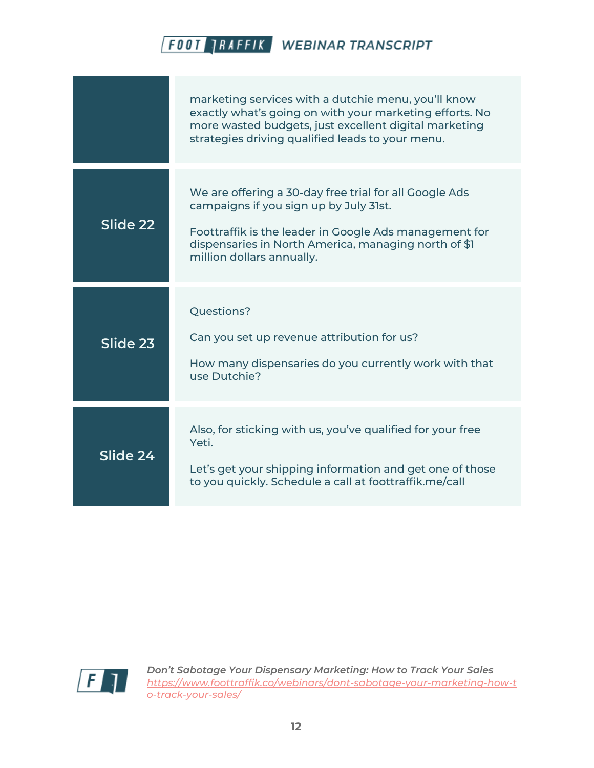| | |
|---|---|
| | marketing services with a dutchie menu, you'll know exactly what's going on with your marketing efforts. No more wasted budgets, just excellent digital marketing strategies driving qualified leads to your menu. |
| Slide 22 | We are offering a 30-day free trial for all Google Ads campaigns if you sign up by July 31st.<br><br>Foottraffik is the leader in Google Ads management for dispensaries in North America, managing north of $1 million dollars annually. |
| Slide 23 | Questions?<br><br>Can you set up revenue attribution for us?<br><br>How many dispensaries do you currently work with that use Dutchie? |
| Slide 24 | Also, for sticking with us, you've qualified for your free Yeti.<br><br>Let's get your shipping information and get one of those to you quickly. Schedule a call at foottraffik.me/call |